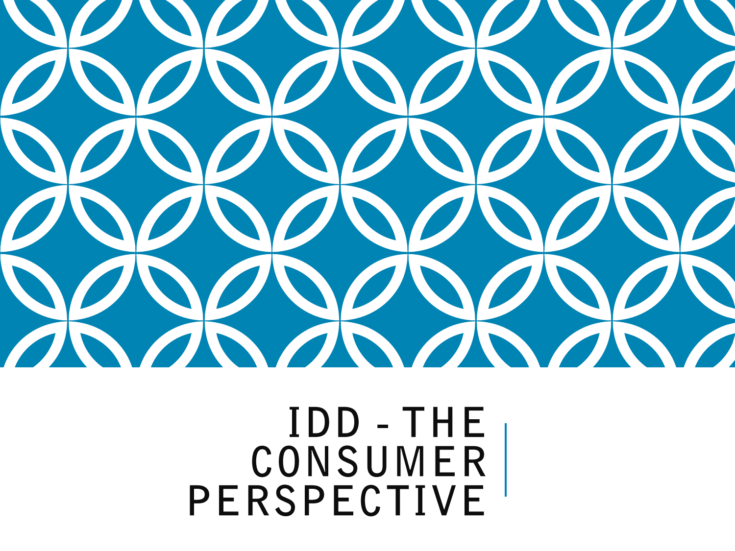# IDD - THE CONSUMER PERSPECTIVE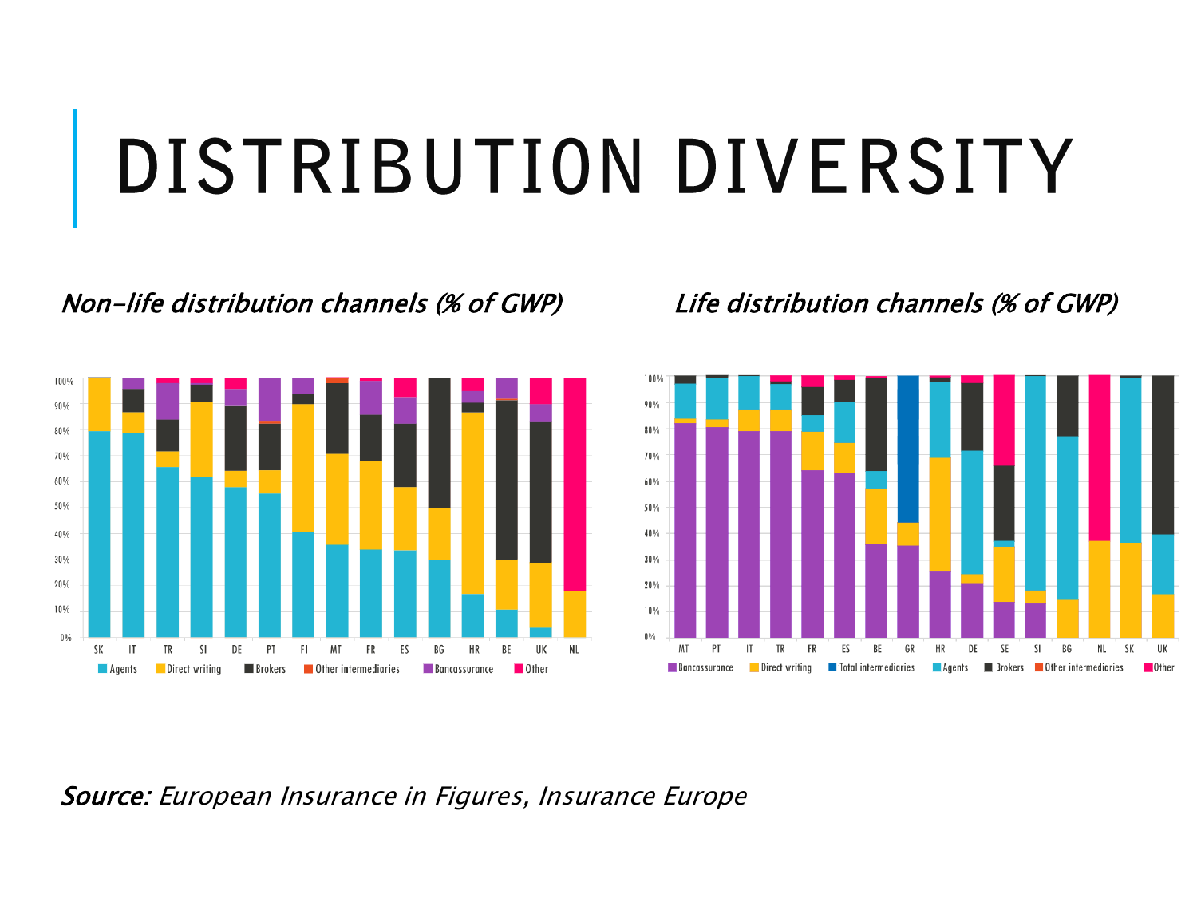# DISTRIBUTION DIVERSITY

*Non-life distribution channels (% of GWP)*

*Life distribution channels (% of GWP)*

***Source:*** *European Insurance in Figures, Insurance Europe*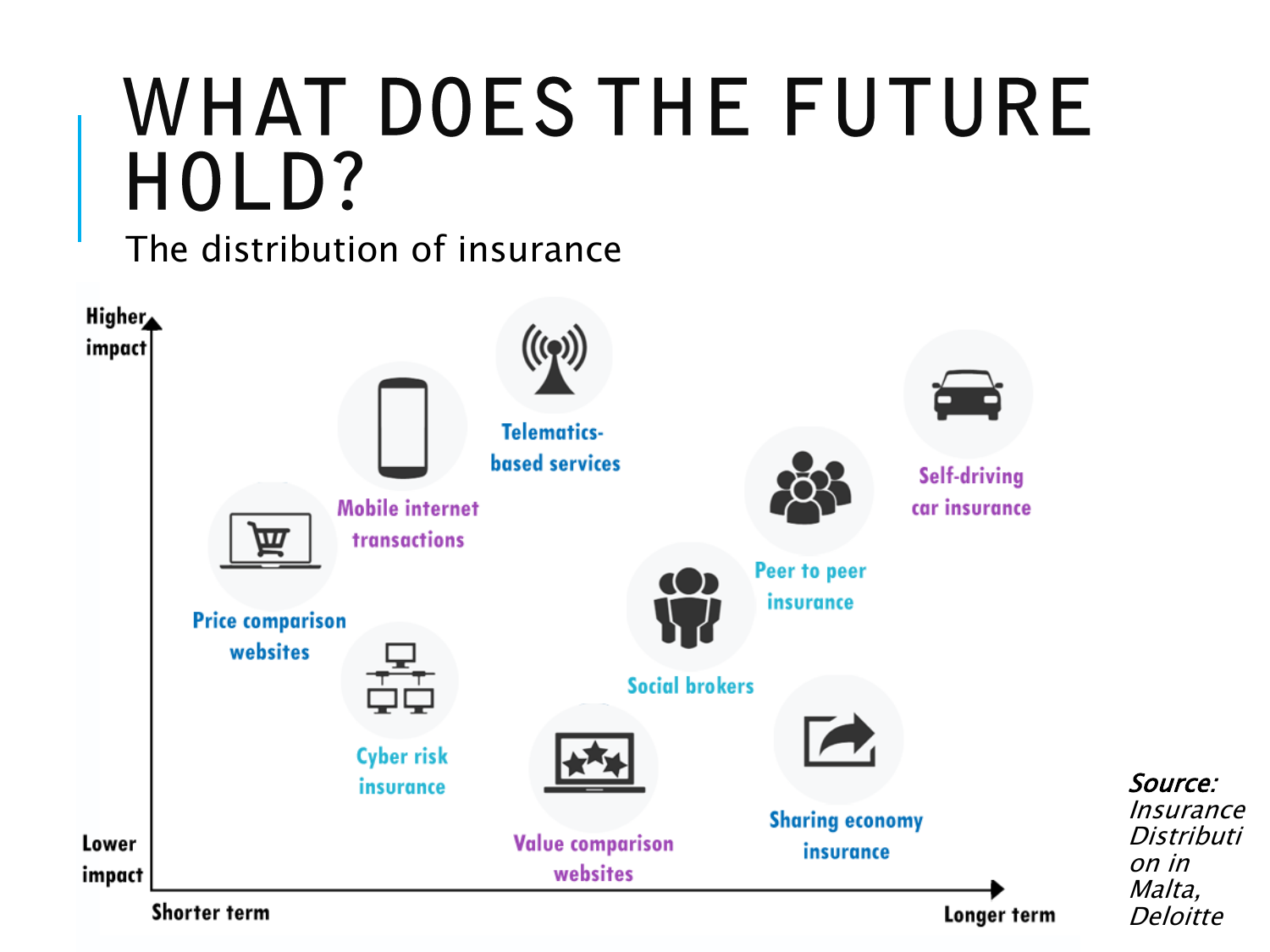# WHAT DOES THE FUTURE HOLD?

The distribution of insurance

Higher impact

Lower impact

Shorter term

Longer term

Price comparison websites

Mobile internet transactions

Telematics-based services

Cyber risk insurance

Value comparison websites

Social brokers

Peer to peer insurance

Self-driving car insurance

Sharing economy insurance

*Source: Insurance Distribution in Malta, Deloitte*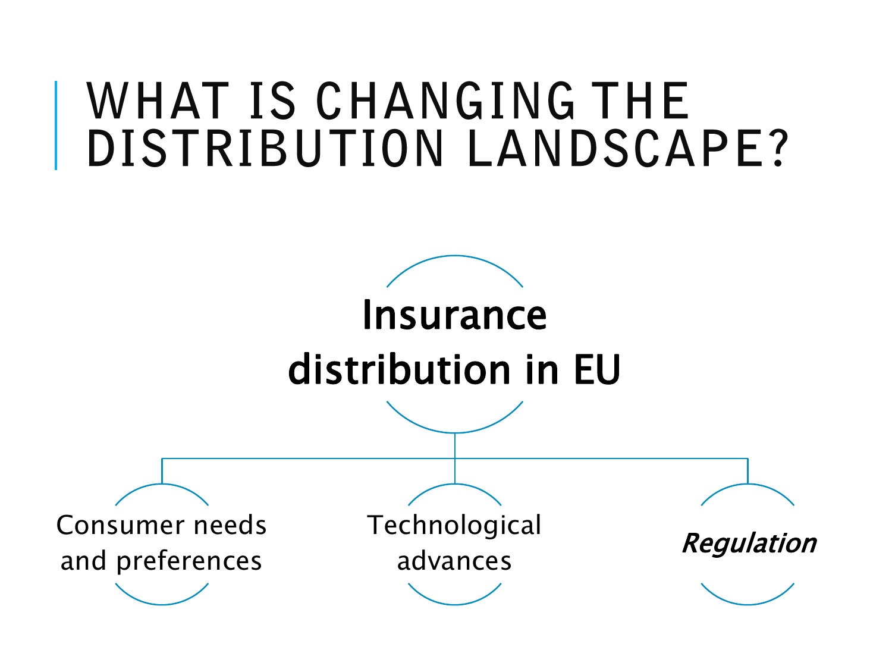# WHAT IS CHANGING THE DISTRIBUTION LANDSCAPE?

**Insurance distribution in EU**

- Consumer needs and preferences
- Technological advances
- *Regulation*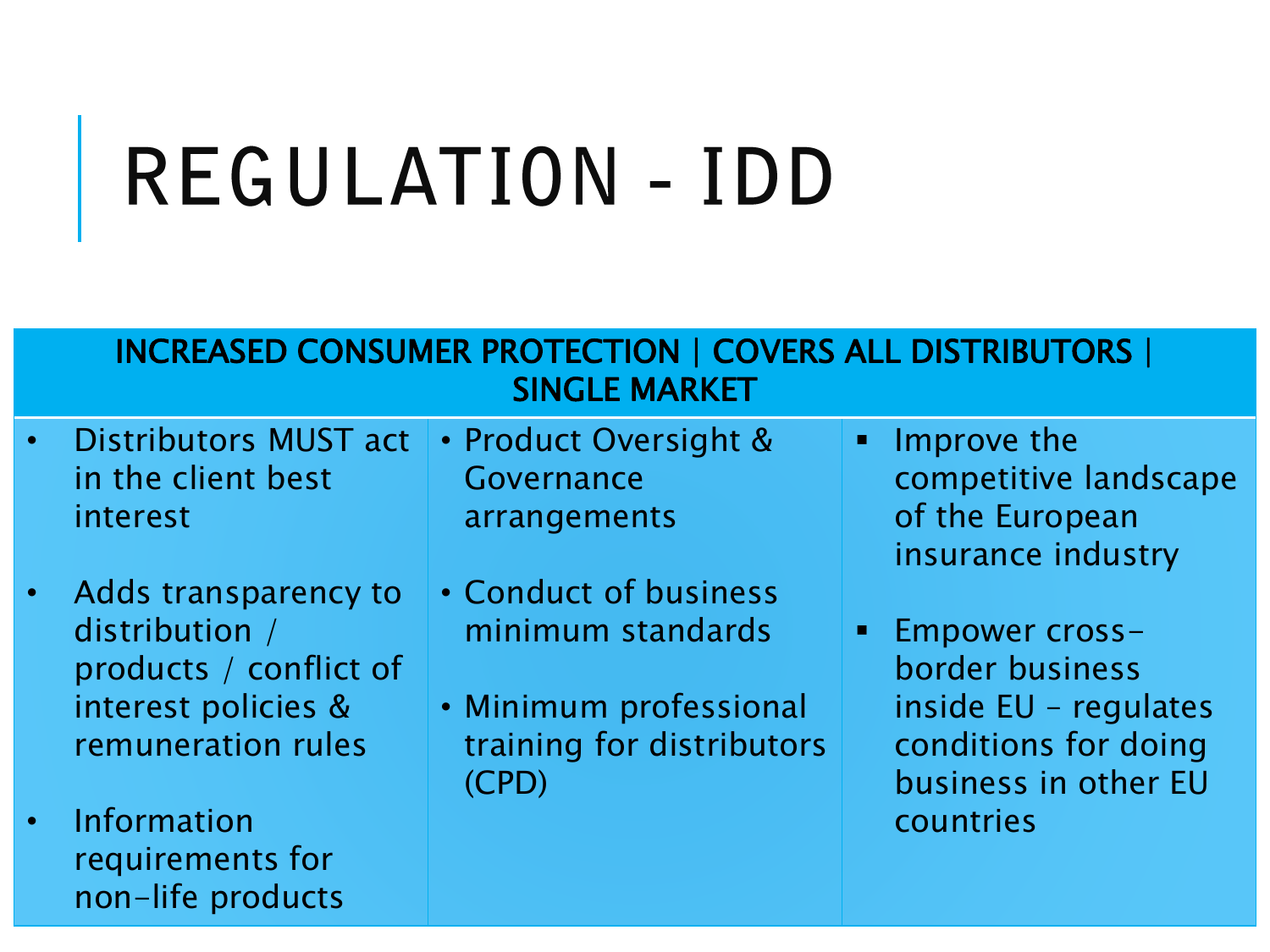# REGULATION - IDD

| INCREASED CONSUMER PROTECTION \| COVERS ALL DISTRIBUTORS \| SINGLE MARKET | | |
|---|---|---|
| • Distributors MUST act in the client best interest<br>• Adds transparency to distribution / products / conflict of interest policies & remuneration rules<br>• Information requirements for non-life products | • Product Oversight & Governance arrangements<br>• Conduct of business minimum standards<br>• Minimum professional training for distributors (CPD) | ▪ Improve the competitive landscape of the European insurance industry<br>▪ Empower cross-border business inside EU – regulates conditions for doing business in other EU countries |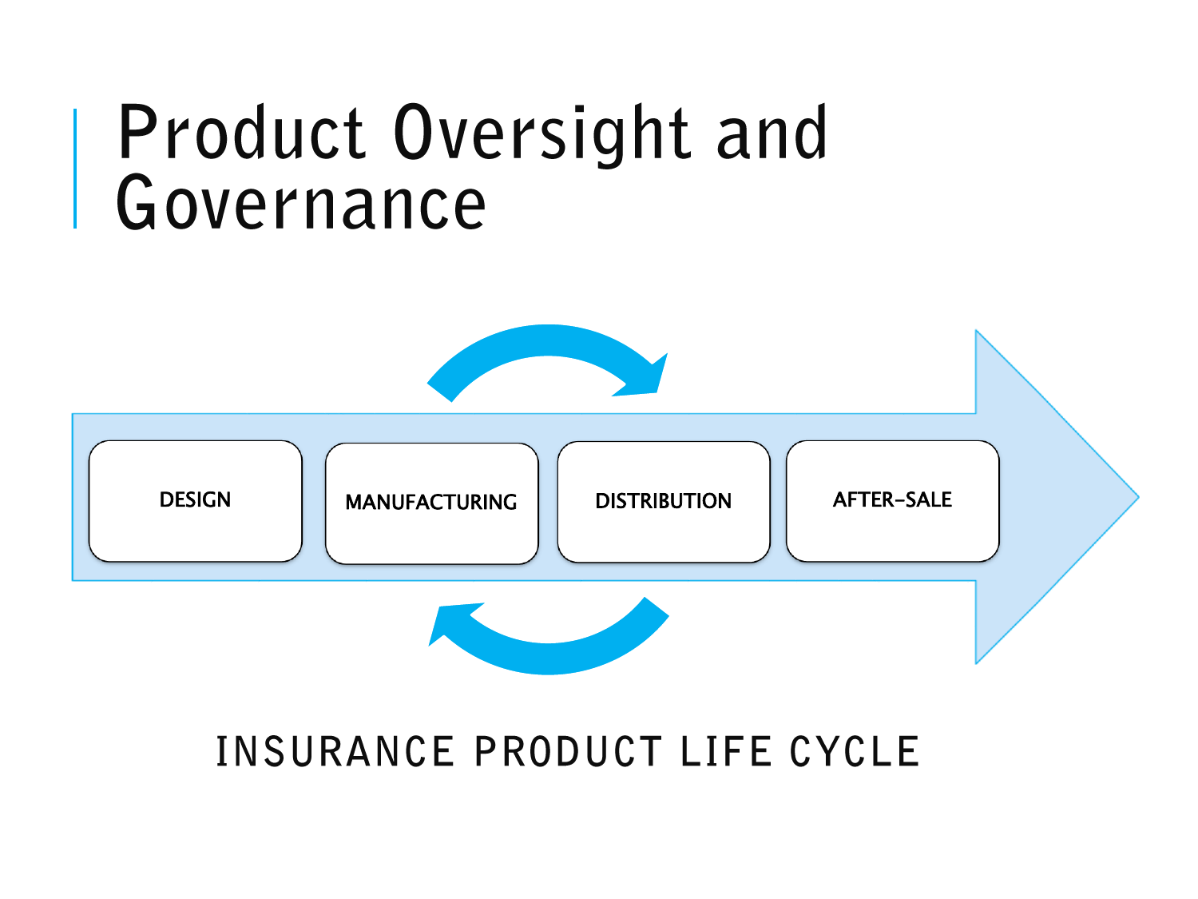# Product Oversight and Governance

DESIGN

MANUFACTURING

DISTRIBUTION

AFTER-SALE

INSURANCE PRODUCT LIFE CYCLE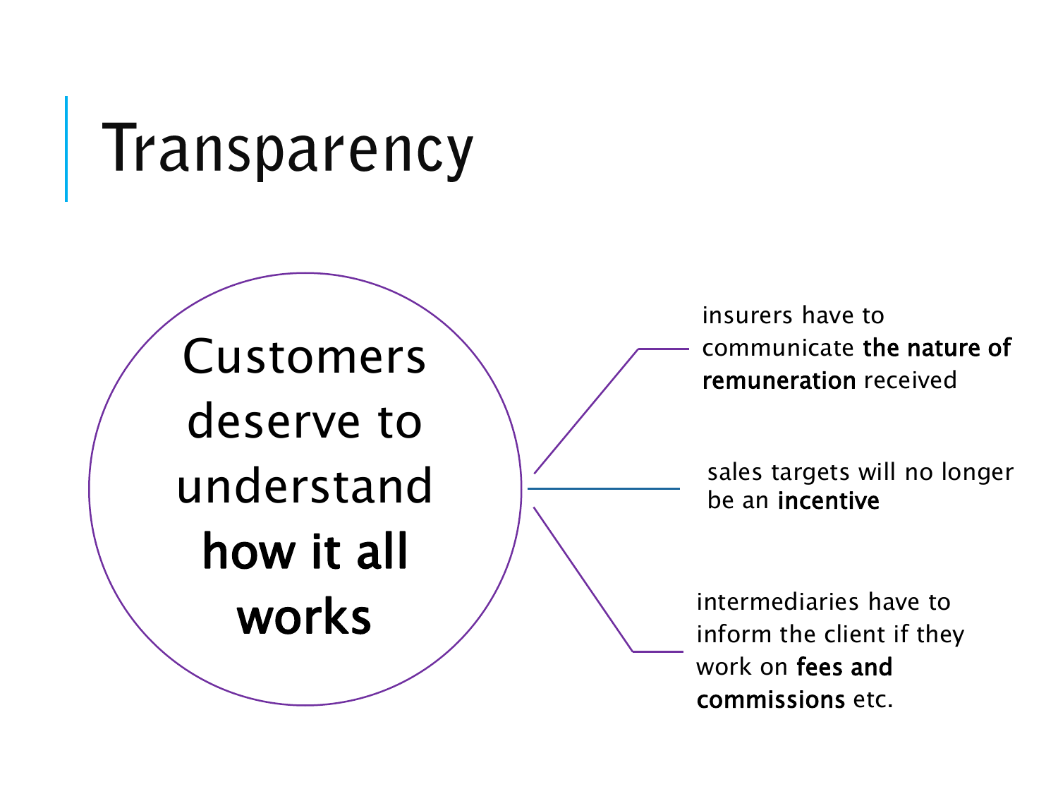# Transparency

Customers deserve to understand **how it all works**

- insurers have to communicate **the nature of remuneration** received
- sales targets will no longer be an **incentive**
- intermediaries have to inform the client if they work on **fees and commissions** etc.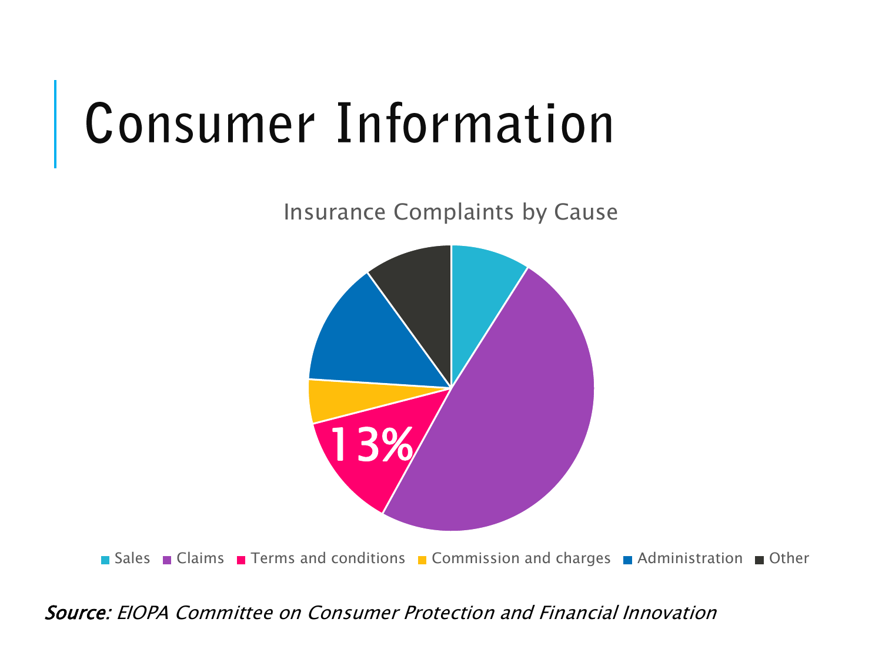# Consumer Information

Insurance Complaints by Cause

13%

Sales | Claims | Terms and conditions | Commission and charges | Administration | Other

*Source: EIOPA Committee on Consumer Protection and Financial Innovation*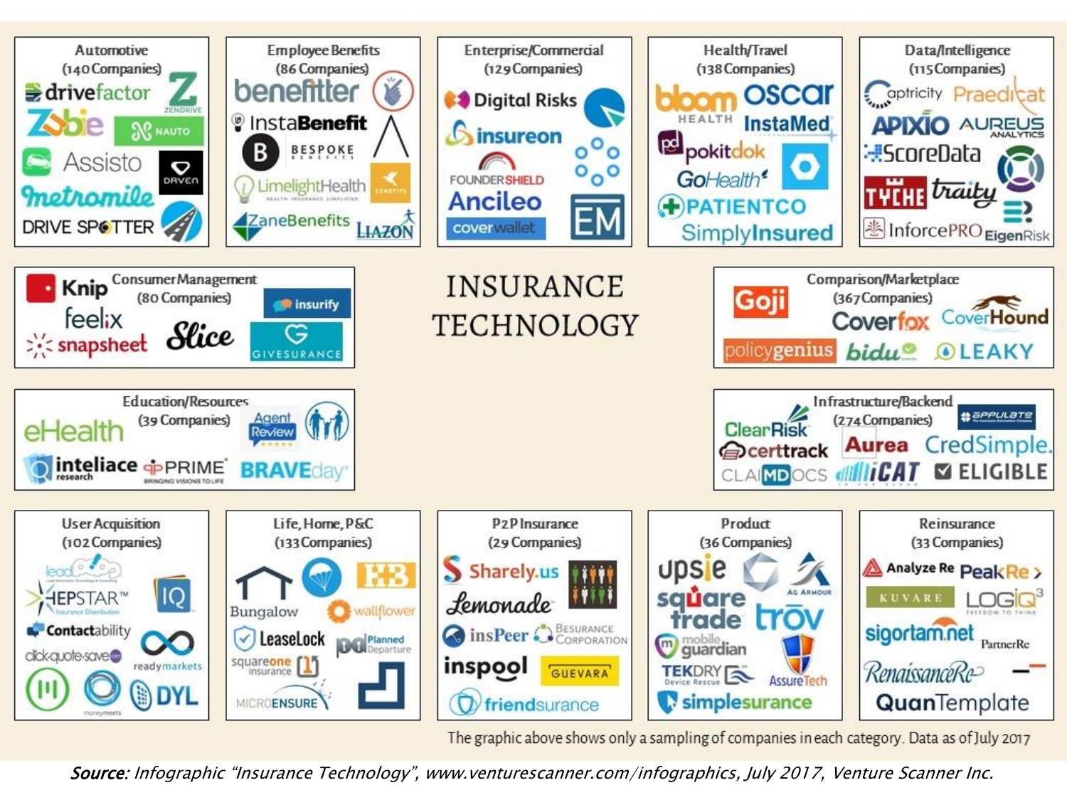# INSURANCE TECHNOLOGY

**Automotive** (140 Companies)
drivefactor, Zendrive, Zubie, Nauto, Assisto, Draven, Metromile, Drive Spotter

**Employee Benefits** (86 Companies)
benefitter, InstaBenefit, Bespoke Benefits, LimelightHealth, Zenefits, ZaneBenefits, Liazon

**Enterprise/Commercial** (129 Companies)
Digital Risks, insureon, FounderShield, Ancileo, coverwallet, EM

**Health/Travel** (138 Companies)
bloom Health, Oscar, InstaMed, pokitdok, GoHealth, PatientCo, SimplyInsured

**Data/Intelligence** (115 Companies)
Captricity, Praedicat, Apixio, Aureus Analytics, ScoreData, Tyche, traity, InforcePRO, EigenRisk

**Consumer Management** (80 Companies)
Knip, feelix, snapsheet, Slice, insurify, Givesurance

**Comparison/Marketplace** (367 Companies)
Goji, Coverfox, CoverHound, policygenius, bidu, Leaky

**Education/Resources** (39 Companies)
eHealth, Agent Review, inteliace research, PRIME, BRAVEday

**Infrastructure/Backend** (274 Companies)
ClearRisk, Appulate, certtrack, Aurea, CredSimple, ClaimDocs, iCAT, Eligible

**User Acquisition** (102 Companies)
lead, Hepstar, IQ, Contactability, clickquotesave, readymarkets, moneymeets, DYL

**Life, Home, P&C** (133 Companies)
Bungalow, wallflower, LeaseLock, Planned Departure, squareone insurance, MicroEnsure

**P2P Insurance** (29 Companies)
Sharely.us, Lemonade, insPeer, Besurance Corporation, inspool, Guevara, friendsurance

**Product** (36 Companies)
upsie, AG Armour, squaretrade, trov, mobile guardian, TekDry Device Rescue, AssureTech, simplesurance

**Reinsurance** (33 Companies)
Analyze Re, PeakRe, Kuvare, LOGiQ3, sigortam.net, PartnerRe, RenaissanceRe, QuanTemplate

The graphic above shows only a sampling of companies in each category. Data as of July 2017

**Source:** *Infographic "Insurance Technology", www.venturescanner.com/infographics, July 2017, Venture Scanner Inc.*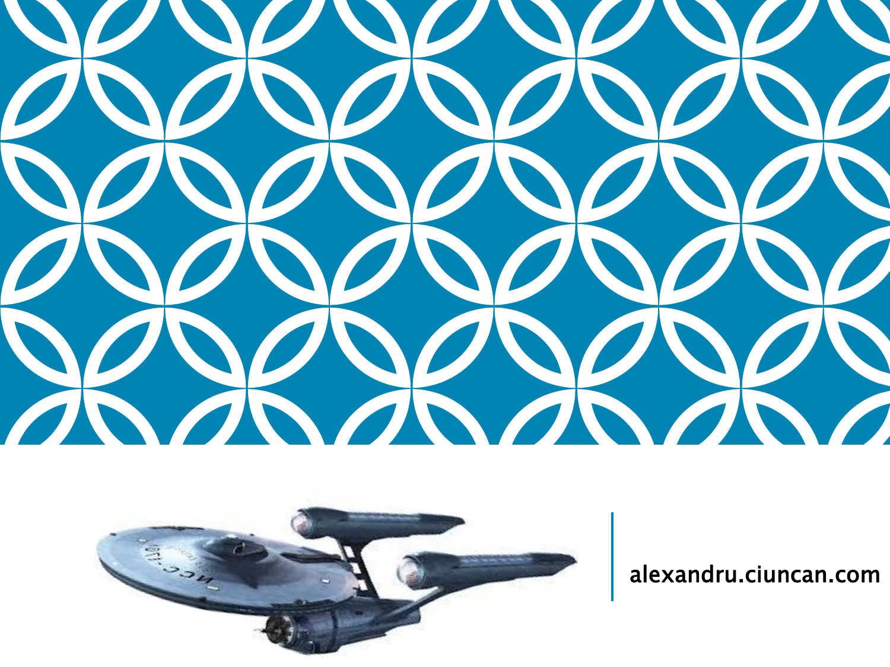alexandru.ciuncan.com